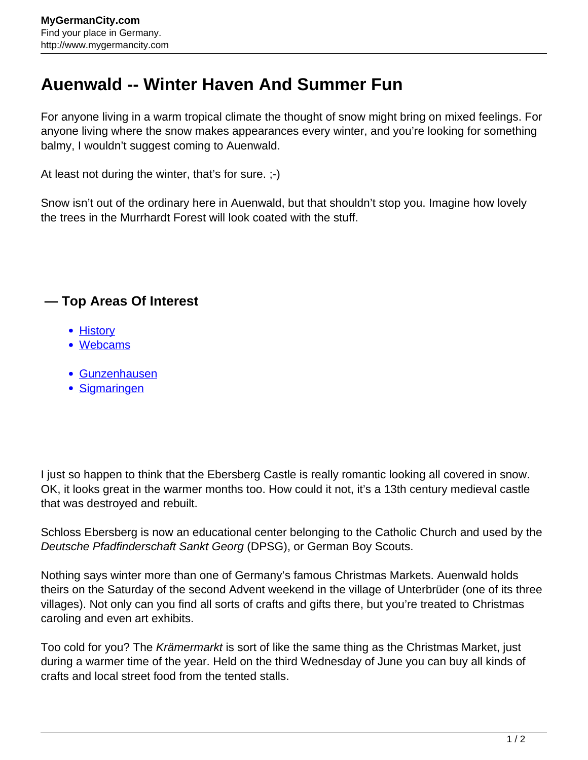# Auenwald -- Winter Haven And Summer Fun

For anyone living in a warm tropical climate the thought of snow might bring on mixed feelings. For anyone living where the snow makes appearances every winter, and you're looking for something balmy, I wouldn't suggest coming to Auenwald.

At least not during the winter, that's for sure. ;-)

Snow isn't out of the ordinary here in Auenwald, but that shouldn't stop you. Imagine how lovely the trees in the Murrhardt Forest will look coated with the stuff.

## — Top Areas Of Interest

- [History]
- [Webcams]

- [Gunzenhausen]
- [Sigmaringen]

I just so happen to think that the Ebersberg Castle is really romantic looking all covered in snow. OK, it looks great in the warmer months too. How could it not, it's a 13th century medieval castle that was destroyed and rebuilt.

Schloss Ebersberg is now an educational center belonging to the Catholic Church and used by the *Deutsche Pfadfinderschaft Sankt Georg* (DPSG), or German Boy Scouts.

Nothing says winter more than one of Germany's famous Christmas Markets. Auenwald holds theirs on the Saturday of the second Advent weekend in the village of Unterbrüder (one of its three villages). Not only can you find all sorts of crafts and gifts there, but you're treated to Christmas caroling and even art exhibits.

Too cold for you? The *Krämermarkt* is sort of like the same thing as the Christmas Market, just during a warmer time of the year. Held on the third Wednesday of June you can buy all kinds of crafts and local street food from the tented stalls.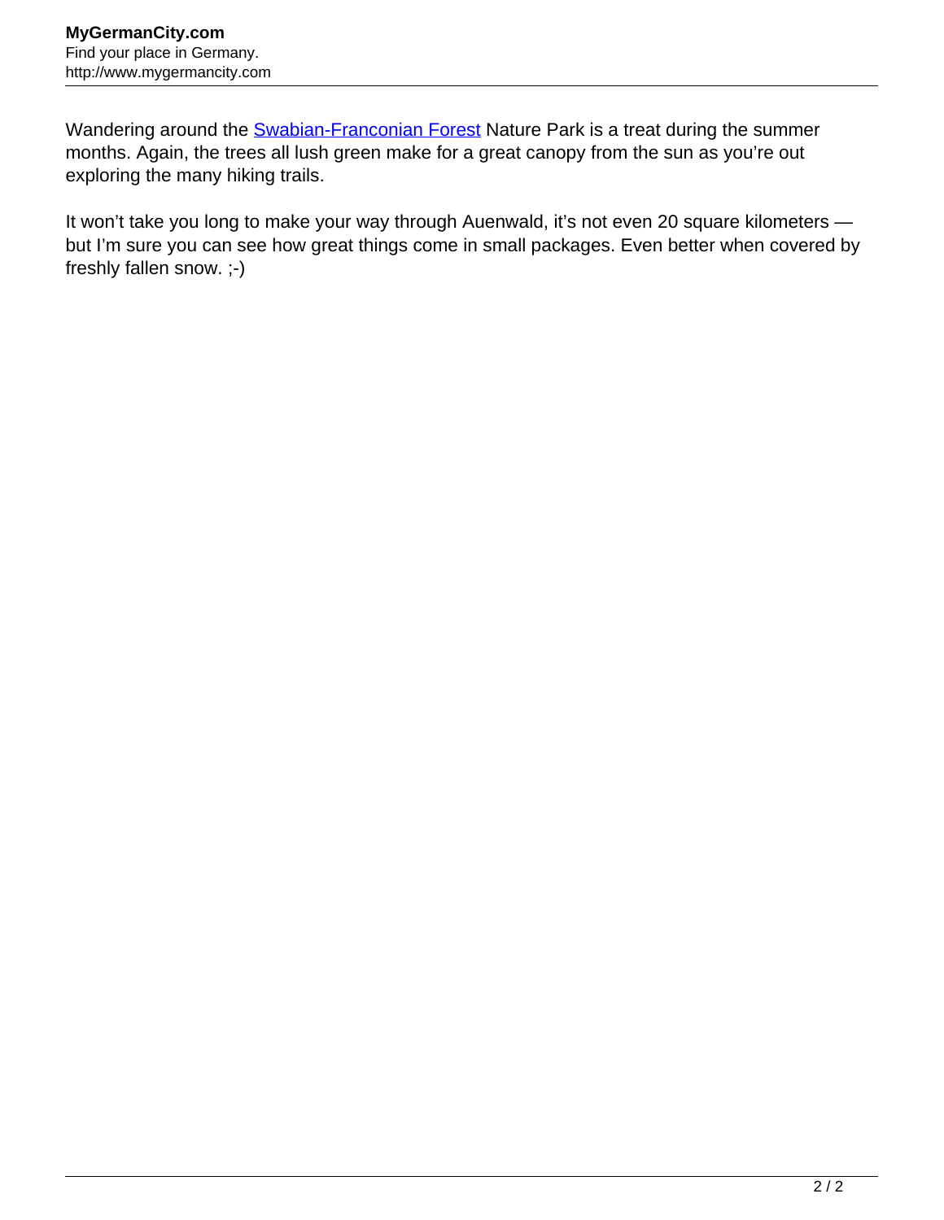Wandering around the Swabian-Franconian Forest Nature Park is a treat during the summer months. Again, the trees all lush green make for a great canopy from the sun as you're out exploring the many hiking trails.

It won't take you long to make your way through Auenwald, it's not even 20 square kilometers — but I'm sure you can see how great things come in small packages. Even better when covered by freshly fallen snow. ;-)